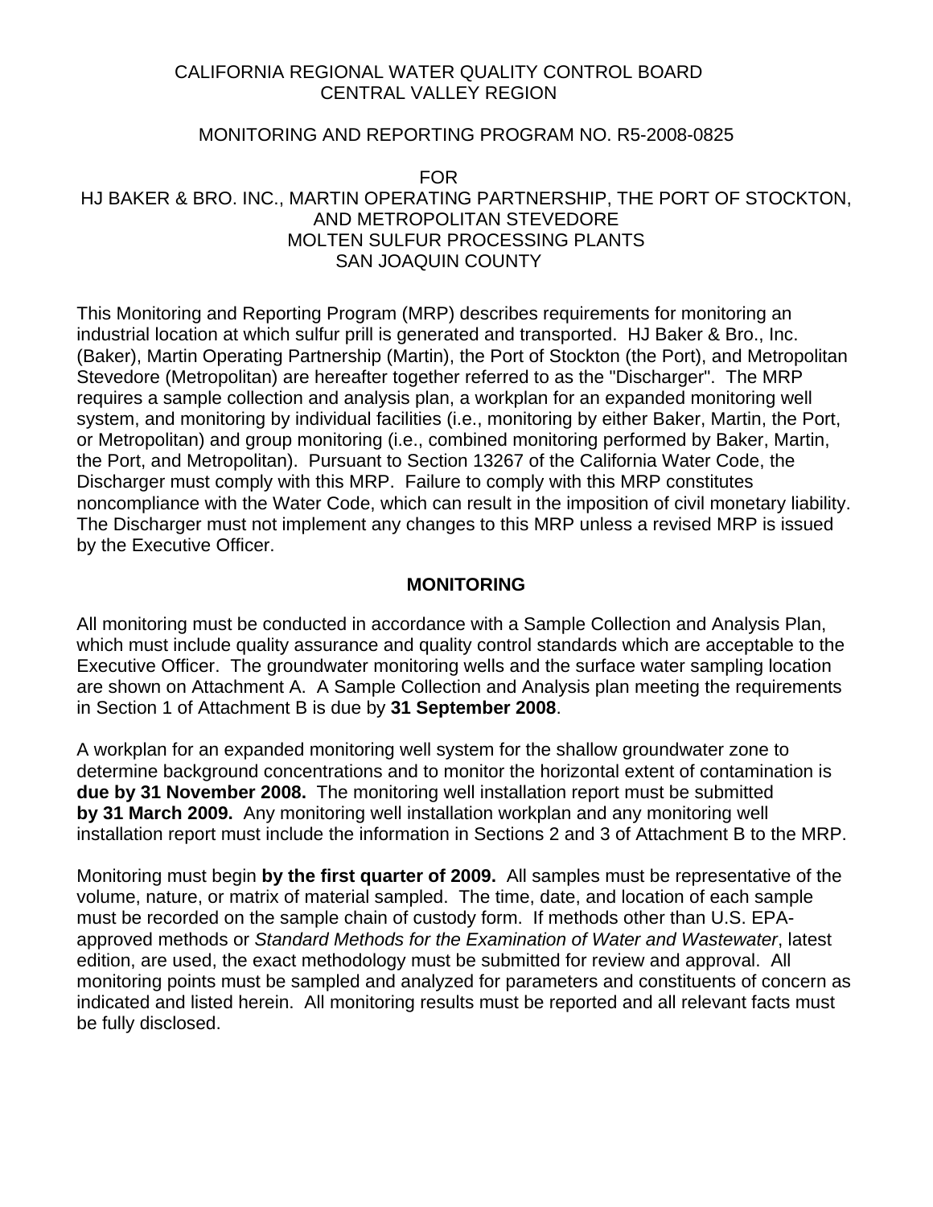CALIFORNIA REGIONAL WATER QUALITY CONTROL BOARD
CENTRAL VALLEY REGION

MONITORING AND REPORTING PROGRAM NO. R5-2008-0825

FOR

HJ BAKER & BRO. INC., MARTIN OPERATING PARTNERSHIP, THE PORT OF STOCKTON, AND METROPOLITAN STEVEDORE
MOLTEN SULFUR PROCESSING PLANTS
SAN JOAQUIN COUNTY

This Monitoring and Reporting Program (MRP) describes requirements for monitoring an industrial location at which sulfur prill is generated and transported. HJ Baker & Bro., Inc. (Baker), Martin Operating Partnership (Martin), the Port of Stockton (the Port), and Metropolitan Stevedore (Metropolitan) are hereafter together referred to as the "Discharger". The MRP requires a sample collection and analysis plan, a workplan for an expanded monitoring well system, and monitoring by individual facilities (i.e., monitoring by either Baker, Martin, the Port, or Metropolitan) and group monitoring (i.e., combined monitoring performed by Baker, Martin, the Port, and Metropolitan). Pursuant to Section 13267 of the California Water Code, the Discharger must comply with this MRP. Failure to comply with this MRP constitutes noncompliance with the Water Code, which can result in the imposition of civil monetary liability. The Discharger must not implement any changes to this MRP unless a revised MRP is issued by the Executive Officer.

## MONITORING

All monitoring must be conducted in accordance with a Sample Collection and Analysis Plan, which must include quality assurance and quality control standards which are acceptable to the Executive Officer. The groundwater monitoring wells and the surface water sampling location are shown on Attachment A. A Sample Collection and Analysis plan meeting the requirements in Section 1 of Attachment B is due by **31 September 2008**.

A workplan for an expanded monitoring well system for the shallow groundwater zone to determine background concentrations and to monitor the horizontal extent of contamination is **due by 31 November 2008.** The monitoring well installation report must be submitted **by 31 March 2009.** Any monitoring well installation workplan and any monitoring well installation report must include the information in Sections 2 and 3 of Attachment B to the MRP.

Monitoring must begin **by the first quarter of 2009.** All samples must be representative of the volume, nature, or matrix of material sampled. The time, date, and location of each sample must be recorded on the sample chain of custody form. If methods other than U.S. EPA-approved methods or *Standard Methods for the Examination of Water and Wastewater*, latest edition, are used, the exact methodology must be submitted for review and approval. All monitoring points must be sampled and analyzed for parameters and constituents of concern as indicated and listed herein. All monitoring results must be reported and all relevant facts must be fully disclosed.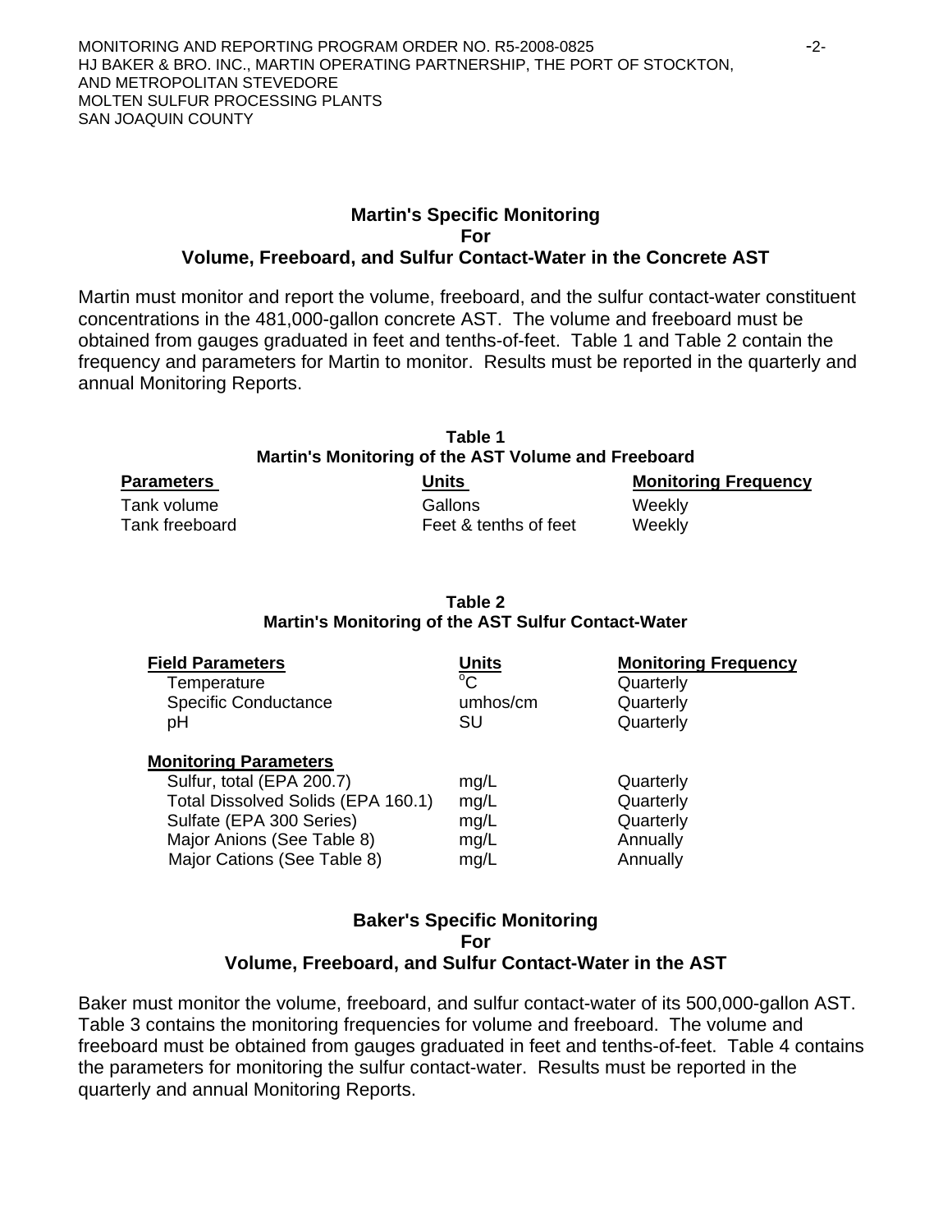## Martin's Specific Monitoring For Volume, Freeboard, and Sulfur Contact-Water in the Concrete AST

Martin must monitor and report the volume, freeboard, and the sulfur contact-water constituent concentrations in the 481,000-gallon concrete AST. The volume and freeboard must be obtained from gauges graduated in feet and tenths-of-feet. Table 1 and Table 2 contain the frequency and parameters for Martin to monitor. Results must be reported in the quarterly and annual Monitoring Reports.

**Table 1**
**Martin's Monitoring of the AST Volume and Freeboard**

| Parameters | Units | Monitoring Frequency |
|---|---|---|
| Tank volume | Gallons | Weekly |
| Tank freeboard | Feet & tenths of feet | Weekly |

**Table 2**
**Martin's Monitoring of the AST Sulfur Contact-Water**

| Field Parameters | Units | Monitoring Frequency |
|---|---|---|
| Temperature | $^{o}C$ | Quarterly |
| Specific Conductance | umhos/cm | Quarterly |
| pH | SU | Quarterly |
| **Monitoring Parameters** | | |
| Sulfur, total (EPA 200.7) | mg/L | Quarterly |
| Total Dissolved Solids (EPA 160.1) | mg/L | Quarterly |
| Sulfate (EPA 300 Series) | mg/L | Quarterly |
| Major Anions (See Table 8) | mg/L | Annually |
| Major Cations (See Table 8) | mg/L | Annually |

## Baker's Specific Monitoring For Volume, Freeboard, and Sulfur Contact-Water in the AST

Baker must monitor the volume, freeboard, and sulfur contact-water of its 500,000-gallon AST. Table 3 contains the monitoring frequencies for volume and freeboard. The volume and freeboard must be obtained from gauges graduated in feet and tenths-of-feet. Table 4 contains the parameters for monitoring the sulfur contact-water. Results must be reported in the quarterly and annual Monitoring Reports.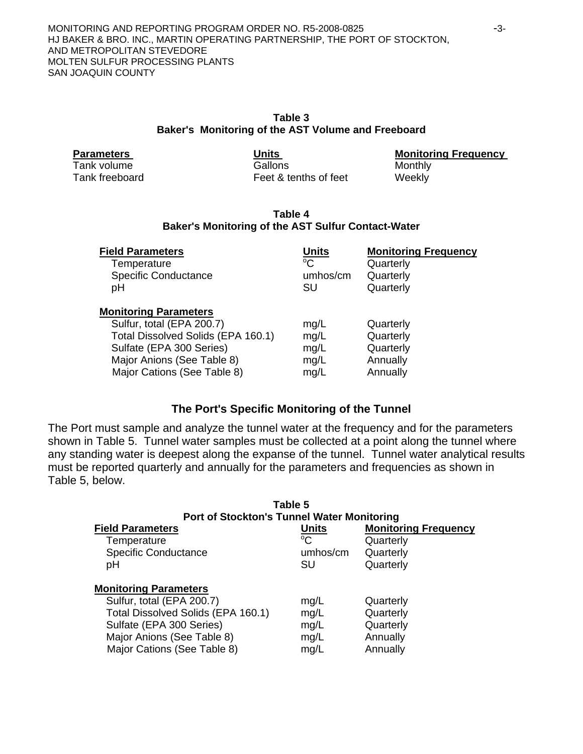**Table 3**
**Baker's Monitoring of the AST Volume and Freeboard**

| Parameters | Units | Monitoring Frequency |
|---|---|---|
| Tank volume | Gallons | Monthly |
| Tank freeboard | Feet & tenths of feet | Weekly |

**Table 4**
**Baker's Monitoring of the AST Sulfur Contact-Water**

| Field Parameters | Units | Monitoring Frequency |
|---|---|---|
| Temperature | $^{o}C$ | Quarterly |
| Specific Conductance | umhos/cm | Quarterly |
| pH | SU | Quarterly |
| **Monitoring Parameters** | | |
| Sulfur, total (EPA 200.7) | mg/L | Quarterly |
| Total Dissolved Solids (EPA 160.1) | mg/L | Quarterly |
| Sulfate (EPA 300 Series) | mg/L | Quarterly |
| Major Anions (See Table 8) | mg/L | Annually |
| Major Cations (See Table 8) | mg/L | Annually |

## The Port's Specific Monitoring of the Tunnel

The Port must sample and analyze the tunnel water at the frequency and for the parameters shown in Table 5. Tunnel water samples must be collected at a point along the tunnel where any standing water is deepest along the expanse of the tunnel. Tunnel water analytical results must be reported quarterly and annually for the parameters and frequencies as shown in Table 5, below.

**Table 5**
**Port of Stockton's Tunnel Water Monitoring**

| Field Parameters | Units | Monitoring Frequency |
|---|---|---|
| Temperature | $^{o}C$ | Quarterly |
| Specific Conductance | umhos/cm | Quarterly |
| pH | SU | Quarterly |
| **Monitoring Parameters** | | |
| Sulfur, total (EPA 200.7) | mg/L | Quarterly |
| Total Dissolved Solids (EPA 160.1) | mg/L | Quarterly |
| Sulfate (EPA 300 Series) | mg/L | Quarterly |
| Major Anions (See Table 8) | mg/L | Annually |
| Major Cations (See Table 8) | mg/L | Annually |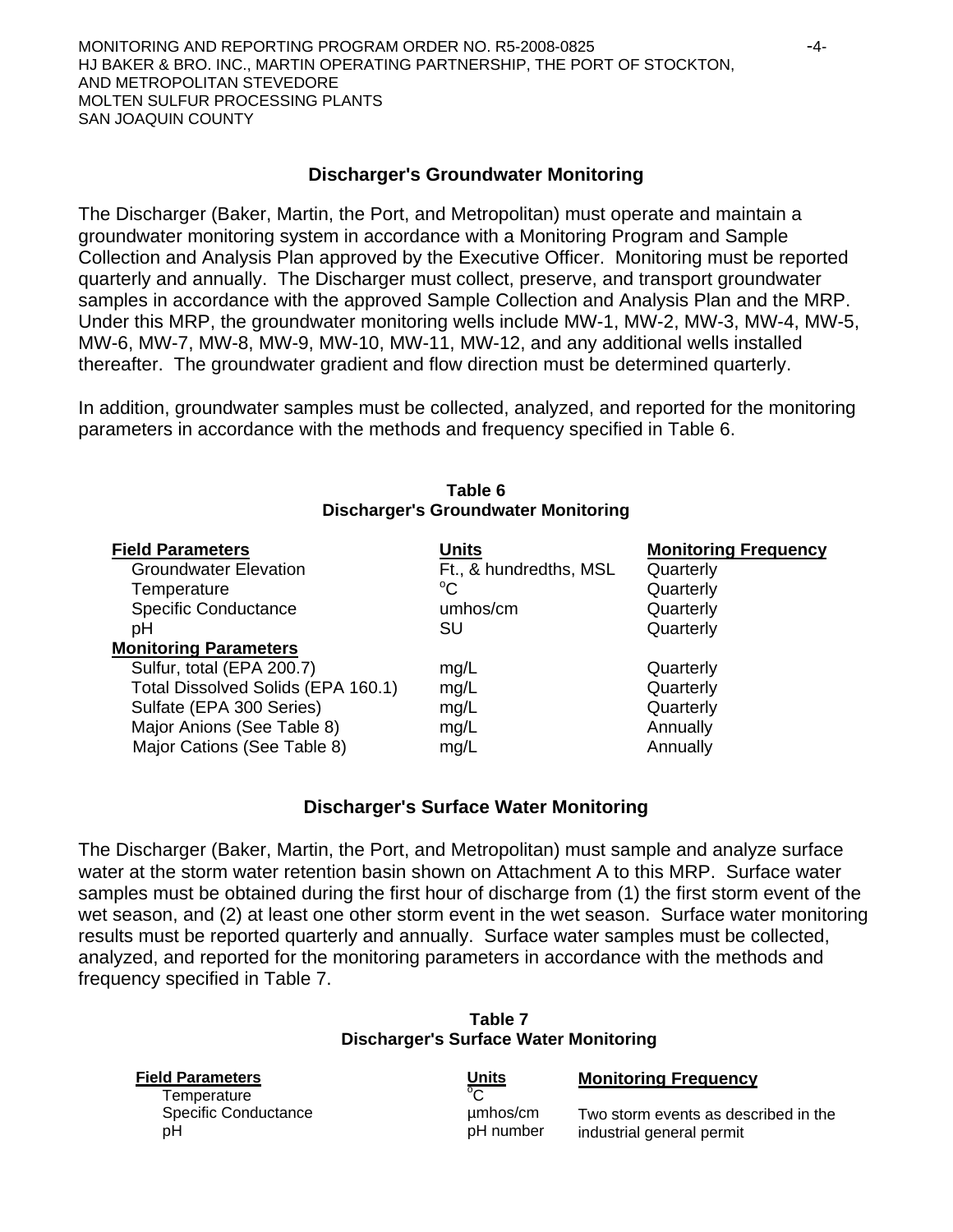## Discharger's Groundwater Monitoring

The Discharger (Baker, Martin, the Port, and Metropolitan) must operate and maintain a groundwater monitoring system in accordance with a Monitoring Program and Sample Collection and Analysis Plan approved by the Executive Officer. Monitoring must be reported quarterly and annually. The Discharger must collect, preserve, and transport groundwater samples in accordance with the approved Sample Collection and Analysis Plan and the MRP. Under this MRP, the groundwater monitoring wells include MW-1, MW-2, MW-3, MW-4, MW-5, MW-6, MW-7, MW-8, MW-9, MW-10, MW-11, MW-12, and any additional wells installed thereafter. The groundwater gradient and flow direction must be determined quarterly.

In addition, groundwater samples must be collected, analyzed, and reported for the monitoring parameters in accordance with the methods and frequency specified in Table 6.

**Table 6**
**Discharger's Groundwater Monitoring**

| Field Parameters | Units | Monitoring Frequency |
|---|---|---|
| Groundwater Elevation | Ft., & hundredths, MSL | Quarterly |
| Temperature | $^{o}C$ | Quarterly |
| Specific Conductance | umhos/cm | Quarterly |
| pH | SU | Quarterly |
| **Monitoring Parameters** | | |
| Sulfur, total (EPA 200.7) | mg/L | Quarterly |
| Total Dissolved Solids (EPA 160.1) | mg/L | Quarterly |
| Sulfate (EPA 300 Series) | mg/L | Quarterly |
| Major Anions (See Table 8) | mg/L | Annually |
| Major Cations (See Table 8) | mg/L | Annually |

## Discharger's Surface Water Monitoring

The Discharger (Baker, Martin, the Port, and Metropolitan) must sample and analyze surface water at the storm water retention basin shown on Attachment A to this MRP. Surface water samples must be obtained during the first hour of discharge from (1) the first storm event of the wet season, and (2) at least one other storm event in the wet season. Surface water monitoring results must be reported quarterly and annually. Surface water samples must be collected, analyzed, and reported for the monitoring parameters in accordance with the methods and frequency specified in Table 7.

**Table 7**
**Discharger's Surface Water Monitoring**

| Field Parameters | Units | Monitoring Frequency |
|---|---|---|
| Temperature | $^{o}C$ | |
| Specific Conductance | µmhos/cm | Two storm events as described in the industrial general permit |
| pH | pH number | |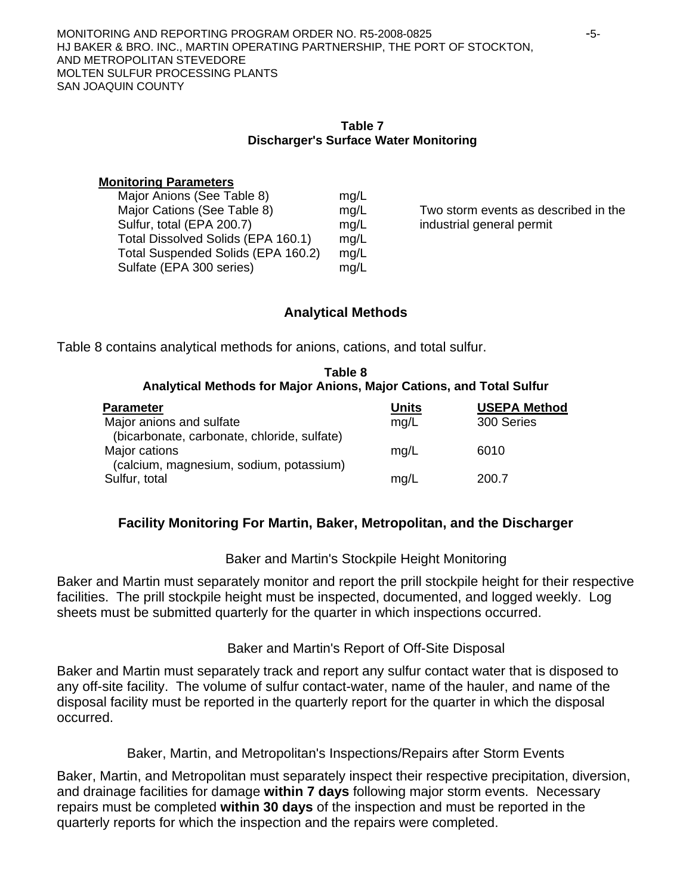**Table 7**
**Discharger's Surface Water Monitoring**

| Monitoring Parameters | | |
|---|---|---|
| Major Anions (See Table 8) | mg/L | |
| Major Cations (See Table 8) | mg/L | Two storm events as described in the industrial general permit |
| Sulfur, total (EPA 200.7) | mg/L | |
| Total Dissolved Solids (EPA 160.1) | mg/L | |
| Total Suspended Solids (EPA 160.2) | mg/L | |
| Sulfate (EPA 300 series) | mg/L | |

## Analytical Methods

Table 8 contains analytical methods for anions, cations, and total sulfur.

**Table 8**
**Analytical Methods for Major Anions, Major Cations, and Total Sulfur**

| Parameter | Units | USEPA Method |
|---|---|---|
| Major anions and sulfate (bicarbonate, carbonate, chloride, sulfate) | mg/L | 300 Series |
| Major cations (calcium, magnesium, sodium, potassium) | mg/L | 6010 |
| Sulfur, total | mg/L | 200.7 |

## Facility Monitoring For Martin, Baker, Metropolitan, and the Discharger

### Baker and Martin's Stockpile Height Monitoring

Baker and Martin must separately monitor and report the prill stockpile height for their respective facilities. The prill stockpile height must be inspected, documented, and logged weekly. Log sheets must be submitted quarterly for the quarter in which inspections occurred.

### Baker and Martin's Report of Off-Site Disposal

Baker and Martin must separately track and report any sulfur contact water that is disposed to any off-site facility. The volume of sulfur contact-water, name of the hauler, and name of the disposal facility must be reported in the quarterly report for the quarter in which the disposal occurred.

### Baker, Martin, and Metropolitan's Inspections/Repairs after Storm Events

Baker, Martin, and Metropolitan must separately inspect their respective precipitation, diversion, and drainage facilities for damage **within 7 days** following major storm events. Necessary repairs must be completed **within 30 days** of the inspection and must be reported in the quarterly reports for which the inspection and the repairs were completed.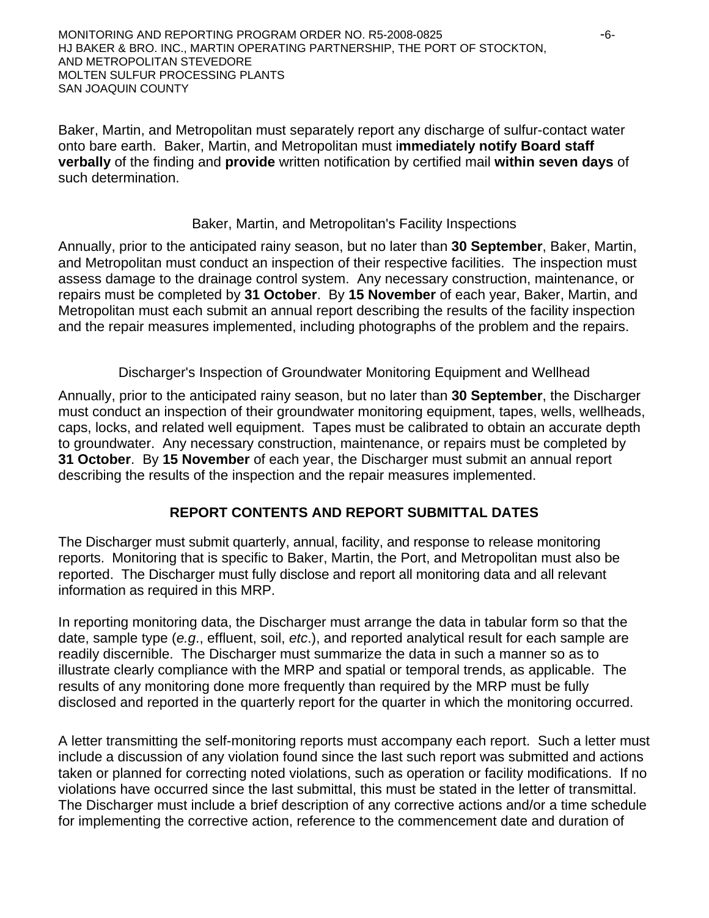Baker, Martin, and Metropolitan must separately report any discharge of sulfur-contact water onto bare earth. Baker, Martin, and Metropolitan must i**mmediately notify Board staff verbally** of the finding and **provide** written notification by certified mail **within seven days** of such determination.

### Baker, Martin, and Metropolitan's Facility Inspections

Annually, prior to the anticipated rainy season, but no later than **30 September**, Baker, Martin, and Metropolitan must conduct an inspection of their respective facilities. The inspection must assess damage to the drainage control system. Any necessary construction, maintenance, or repairs must be completed by **31 October**. By **15 November** of each year, Baker, Martin, and Metropolitan must each submit an annual report describing the results of the facility inspection and the repair measures implemented, including photographs of the problem and the repairs.

### Discharger's Inspection of Groundwater Monitoring Equipment and Wellhead

Annually, prior to the anticipated rainy season, but no later than **30 September**, the Discharger must conduct an inspection of their groundwater monitoring equipment, tapes, wells, wellheads, caps, locks, and related well equipment. Tapes must be calibrated to obtain an accurate depth to groundwater. Any necessary construction, maintenance, or repairs must be completed by **31 October**. By **15 November** of each year, the Discharger must submit an annual report describing the results of the inspection and the repair measures implemented.

## REPORT CONTENTS AND REPORT SUBMITTAL DATES

The Discharger must submit quarterly, annual, facility, and response to release monitoring reports. Monitoring that is specific to Baker, Martin, the Port, and Metropolitan must also be reported. The Discharger must fully disclose and report all monitoring data and all relevant information as required in this MRP.

In reporting monitoring data, the Discharger must arrange the data in tabular form so that the date, sample type (*e.g.*, effluent, soil, *etc*.), and reported analytical result for each sample are readily discernible. The Discharger must summarize the data in such a manner so as to illustrate clearly compliance with the MRP and spatial or temporal trends, as applicable. The results of any monitoring done more frequently than required by the MRP must be fully disclosed and reported in the quarterly report for the quarter in which the monitoring occurred.

A letter transmitting the self-monitoring reports must accompany each report. Such a letter must include a discussion of any violation found since the last such report was submitted and actions taken or planned for correcting noted violations, such as operation or facility modifications. If no violations have occurred since the last submittal, this must be stated in the letter of transmittal. The Discharger must include a brief description of any corrective actions and/or a time schedule for implementing the corrective action, reference to the commencement date and duration of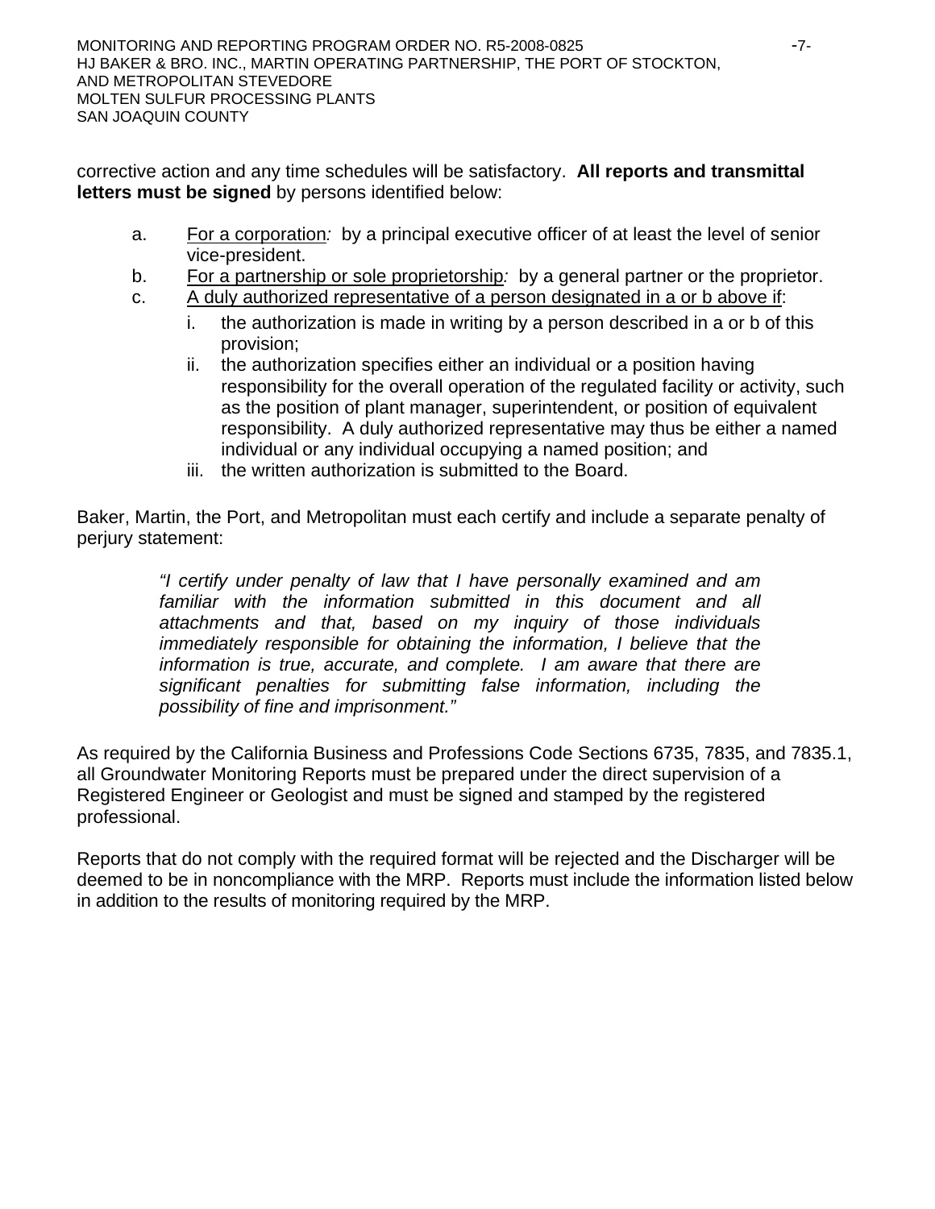corrective action and any time schedules will be satisfactory. **All reports and transmittal letters must be signed** by persons identified below:

a. For a corporation*:* by a principal executive officer of at least the level of senior vice-president.
b. For a partnership or sole proprietorship*:* by a general partner or the proprietor.
c. A duly authorized representative of a person designated in a or b above if:
   i. the authorization is made in writing by a person described in a or b of this provision;
   ii. the authorization specifies either an individual or a position having responsibility for the overall operation of the regulated facility or activity, such as the position of plant manager, superintendent, or position of equivalent responsibility. A duly authorized representative may thus be either a named individual or any individual occupying a named position; and
   iii. the written authorization is submitted to the Board.

Baker, Martin, the Port, and Metropolitan must each certify and include a separate penalty of perjury statement:

> *"I certify under penalty of law that I have personally examined and am familiar with the information submitted in this document and all attachments and that, based on my inquiry of those individuals immediately responsible for obtaining the information, I believe that the information is true, accurate, and complete. I am aware that there are significant penalties for submitting false information, including the possibility of fine and imprisonment."*

As required by the California Business and Professions Code Sections 6735, 7835, and 7835.1, all Groundwater Monitoring Reports must be prepared under the direct supervision of a Registered Engineer or Geologist and must be signed and stamped by the registered professional.

Reports that do not comply with the required format will be rejected and the Discharger will be deemed to be in noncompliance with the MRP. Reports must include the information listed below in addition to the results of monitoring required by the MRP.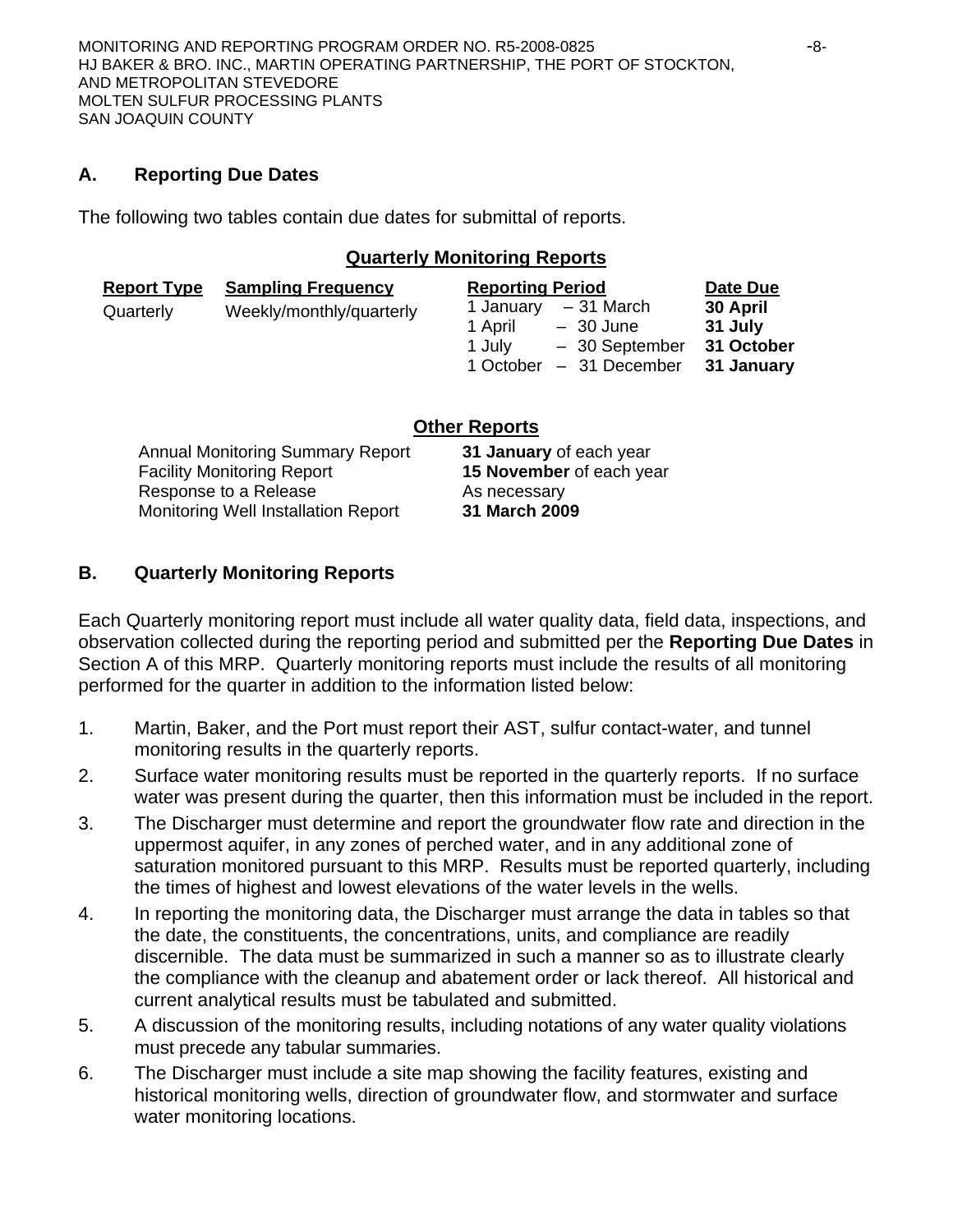## A. Reporting Due Dates

The following two tables contain due dates for submittal of reports.

**Quarterly Monitoring Reports**

| Report Type | Sampling Frequency | Reporting Period | Date Due |
|---|---|---|---|
| Quarterly | Weekly/monthly/quarterly | 1 January – 31 March | **30 April** |
| | | 1 April – 30 June | **31 July** |
| | | 1 July – 30 September | **31 October** |
| | | 1 October – 31 December | **31 January** |

**Other Reports**

| | |
|---|---|
| Annual Monitoring Summary Report | **31 January** of each year |
| Facility Monitoring Report | **15 November** of each year |
| Response to a Release | As necessary |
| Monitoring Well Installation Report | **31 March 2009** |

## B. Quarterly Monitoring Reports

Each Quarterly monitoring report must include all water quality data, field data, inspections, and observation collected during the reporting period and submitted per the **Reporting Due Dates** in Section A of this MRP. Quarterly monitoring reports must include the results of all monitoring performed for the quarter in addition to the information listed below:

1. Martin, Baker, and the Port must report their AST, sulfur contact-water, and tunnel monitoring results in the quarterly reports.
2. Surface water monitoring results must be reported in the quarterly reports. If no surface water was present during the quarter, then this information must be included in the report.
3. The Discharger must determine and report the groundwater flow rate and direction in the uppermost aquifer, in any zones of perched water, and in any additional zone of saturation monitored pursuant to this MRP. Results must be reported quarterly, including the times of highest and lowest elevations of the water levels in the wells.
4. In reporting the monitoring data, the Discharger must arrange the data in tables so that the date, the constituents, the concentrations, units, and compliance are readily discernible. The data must be summarized in such a manner so as to illustrate clearly the compliance with the cleanup and abatement order or lack thereof. All historical and current analytical results must be tabulated and submitted.
5. A discussion of the monitoring results, including notations of any water quality violations must precede any tabular summaries.
6. The Discharger must include a site map showing the facility features, existing and historical monitoring wells, direction of groundwater flow, and stormwater and surface water monitoring locations.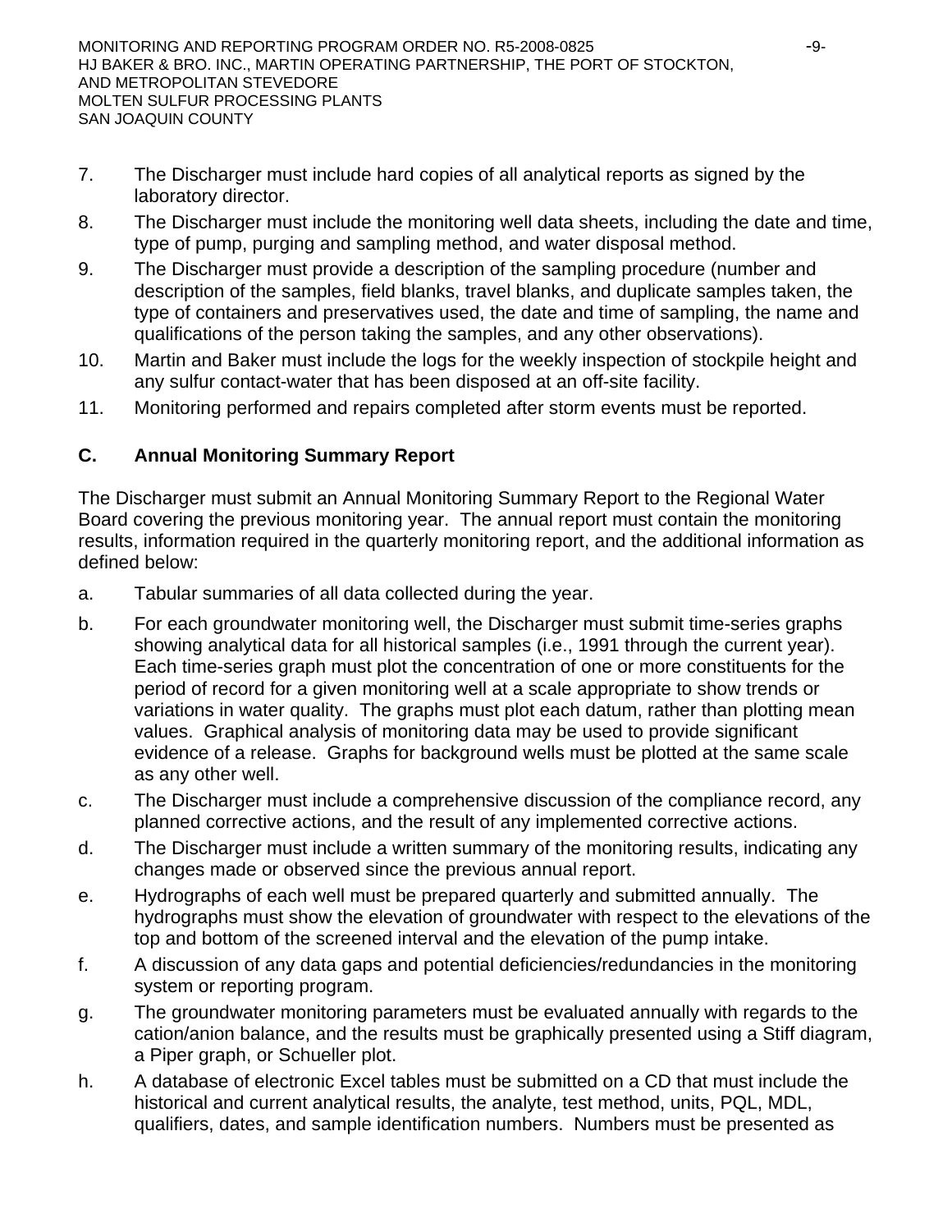7. The Discharger must include hard copies of all analytical reports as signed by the laboratory director.
8. The Discharger must include the monitoring well data sheets, including the date and time, type of pump, purging and sampling method, and water disposal method.
9. The Discharger must provide a description of the sampling procedure (number and description of the samples, field blanks, travel blanks, and duplicate samples taken, the type of containers and preservatives used, the date and time of sampling, the name and qualifications of the person taking the samples, and any other observations).
10. Martin and Baker must include the logs for the weekly inspection of stockpile height and any sulfur contact-water that has been disposed at an off-site facility.
11. Monitoring performed and repairs completed after storm events must be reported.

## C. Annual Monitoring Summary Report

The Discharger must submit an Annual Monitoring Summary Report to the Regional Water Board covering the previous monitoring year. The annual report must contain the monitoring results, information required in the quarterly monitoring report, and the additional information as defined below:

a. Tabular summaries of all data collected during the year.

b. For each groundwater monitoring well, the Discharger must submit time-series graphs showing analytical data for all historical samples (i.e., 1991 through the current year). Each time-series graph must plot the concentration of one or more constituents for the period of record for a given monitoring well at a scale appropriate to show trends or variations in water quality. The graphs must plot each datum, rather than plotting mean values. Graphical analysis of monitoring data may be used to provide significant evidence of a release. Graphs for background wells must be plotted at the same scale as any other well.

c. The Discharger must include a comprehensive discussion of the compliance record, any planned corrective actions, and the result of any implemented corrective actions.

d. The Discharger must include a written summary of the monitoring results, indicating any changes made or observed since the previous annual report.

e. Hydrographs of each well must be prepared quarterly and submitted annually. The hydrographs must show the elevation of groundwater with respect to the elevations of the top and bottom of the screened interval and the elevation of the pump intake.

f. A discussion of any data gaps and potential deficiencies/redundancies in the monitoring system or reporting program.

g. The groundwater monitoring parameters must be evaluated annually with regards to the cation/anion balance, and the results must be graphically presented using a Stiff diagram, a Piper graph, or Schueller plot.

h. A database of electronic Excel tables must be submitted on a CD that must include the historical and current analytical results, the analyte, test method, units, PQL, MDL, qualifiers, dates, and sample identification numbers. Numbers must be presented as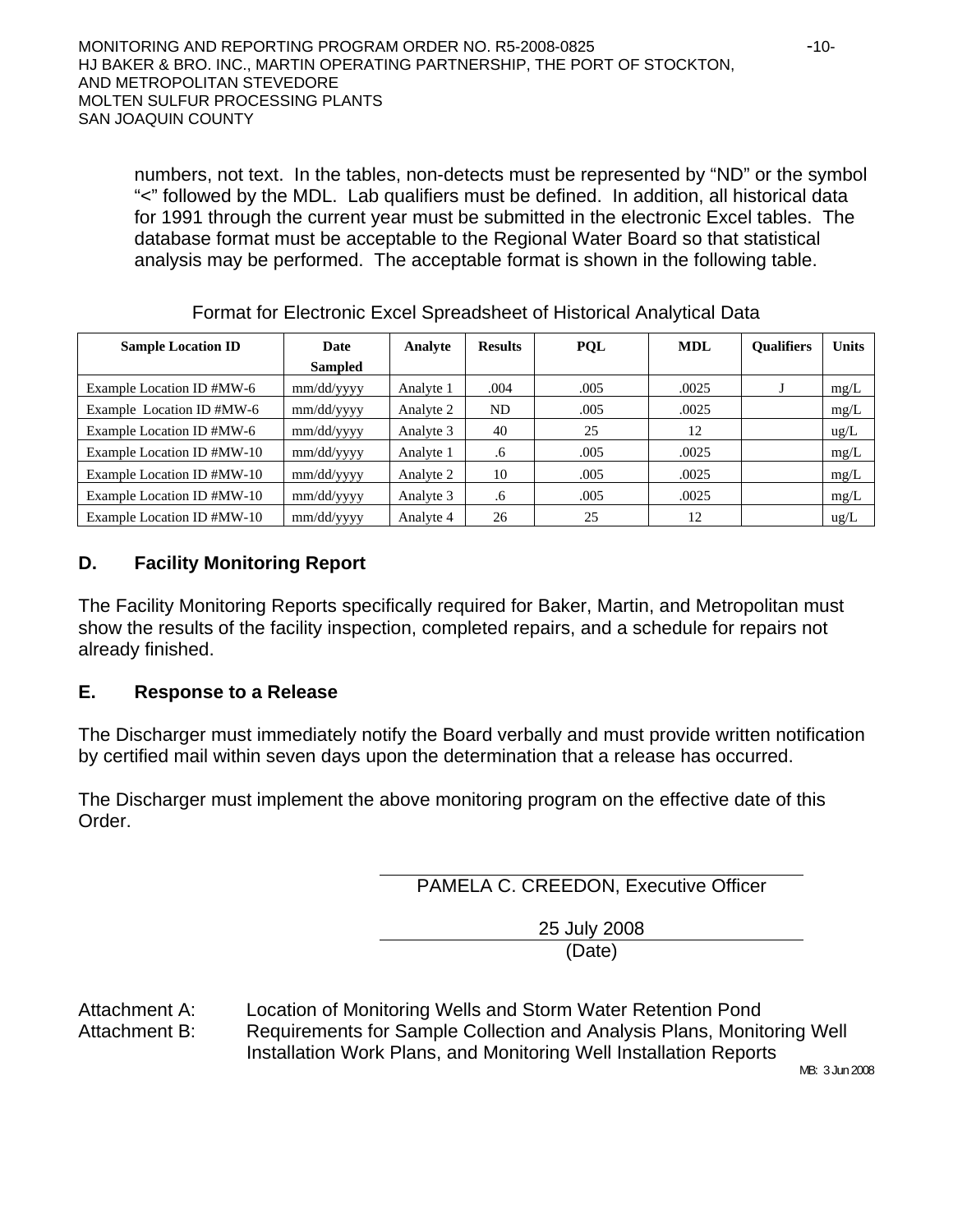numbers, not text. In the tables, non-detects must be represented by "ND" or the symbol "<" followed by the MDL. Lab qualifiers must be defined. In addition, all historical data for 1991 through the current year must be submitted in the electronic Excel tables. The database format must be acceptable to the Regional Water Board so that statistical analysis may be performed. The acceptable format is shown in the following table.

Format for Electronic Excel Spreadsheet of Historical Analytical Data

| Sample Location ID | Date Sampled | Analyte | Results | PQL | MDL | Qualifiers | Units |
|---|---|---|---|---|---|---|---|
| Example Location ID #MW-6 | mm/dd/yyyy | Analyte 1 | .004 | .005 | .0025 | J | mg/L |
| Example Location ID #MW-6 | mm/dd/yyyy | Analyte 2 | ND | .005 | .0025 | | mg/L |
| Example Location ID #MW-6 | mm/dd/yyyy | Analyte 3 | 40 | 25 | 12 | | ug/L |
| Example Location ID #MW-10 | mm/dd/yyyy | Analyte 1 | .6 | .005 | .0025 | | mg/L |
| Example Location ID #MW-10 | mm/dd/yyyy | Analyte 2 | 10 | .005 | .0025 | | mg/L |
| Example Location ID #MW-10 | mm/dd/yyyy | Analyte 3 | .6 | .005 | .0025 | | mg/L |
| Example Location ID #MW-10 | mm/dd/yyyy | Analyte 4 | 26 | 25 | 12 | | ug/L |

## D. Facility Monitoring Report

The Facility Monitoring Reports specifically required for Baker, Martin, and Metropolitan must show the results of the facility inspection, completed repairs, and a schedule for repairs not already finished.

## E. Response to a Release

The Discharger must immediately notify the Board verbally and must provide written notification by certified mail within seven days upon the determination that a release has occurred.

The Discharger must implement the above monitoring program on the effective date of this Order.

PAMELA C. CREEDON, Executive Officer

25 July 2008
(Date)

Attachment A: Location of Monitoring Wells and Storm Water Retention Pond
Attachment B: Requirements for Sample Collection and Analysis Plans, Monitoring Well Installation Work Plans, and Monitoring Well Installation Reports

MB: 3 Jun 2008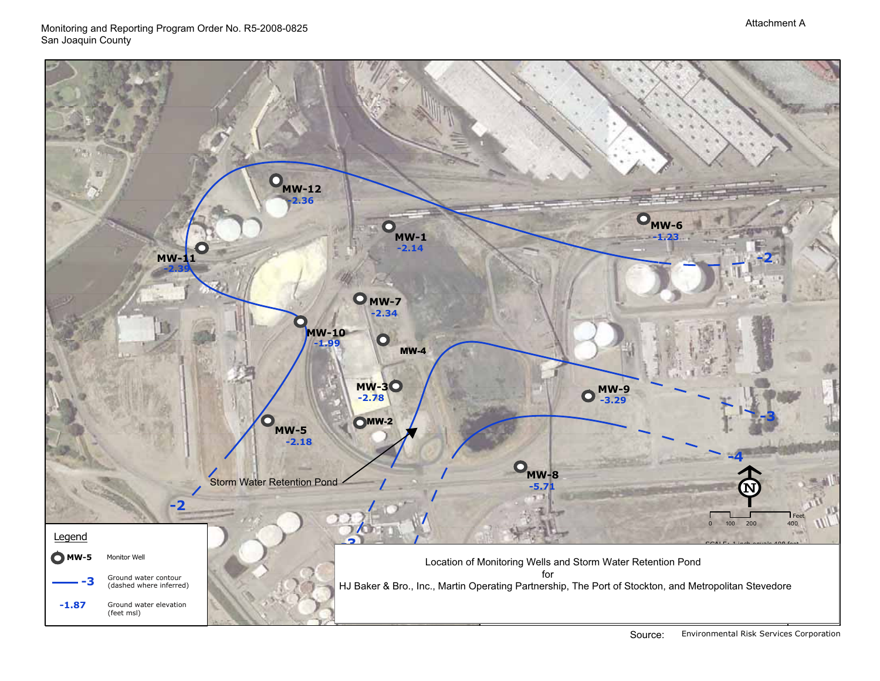Monitoring and Reporting Program Order No. R5-2008-0825
San Joaquin County

Attachment A

MW-12
-2.36

MW-1
-2.14

MW-6
-1.23

MW-11
-2.39

MW-7
-2.34

MW-10
-1.99

MW-4

MW-3
-2.78

MW-9
-3.29

MW-2

MW-5
-2.18

MW-8
-5.71

Storm Water Retention Pond

-2

-2

-3

-4

-3

N

0 100 200 400 Feet

SCALE: 1 inch equals 400 feet

**Legend**

| Symbol | Description |
| --- | --- |
| MW-5 | Monitor Well |
| -3 | Ground water contour (dashed where inferred) |
| -1.87 | Ground water elevation (feet msl) |

Location of Monitoring Wells and Storm Water Retention Pond
for
HJ Baker & Bro., Inc., Martin Operating Partnership, The Port of Stockton, and Metropolitan Stevedore

Source: Environmental Risk Services Corporation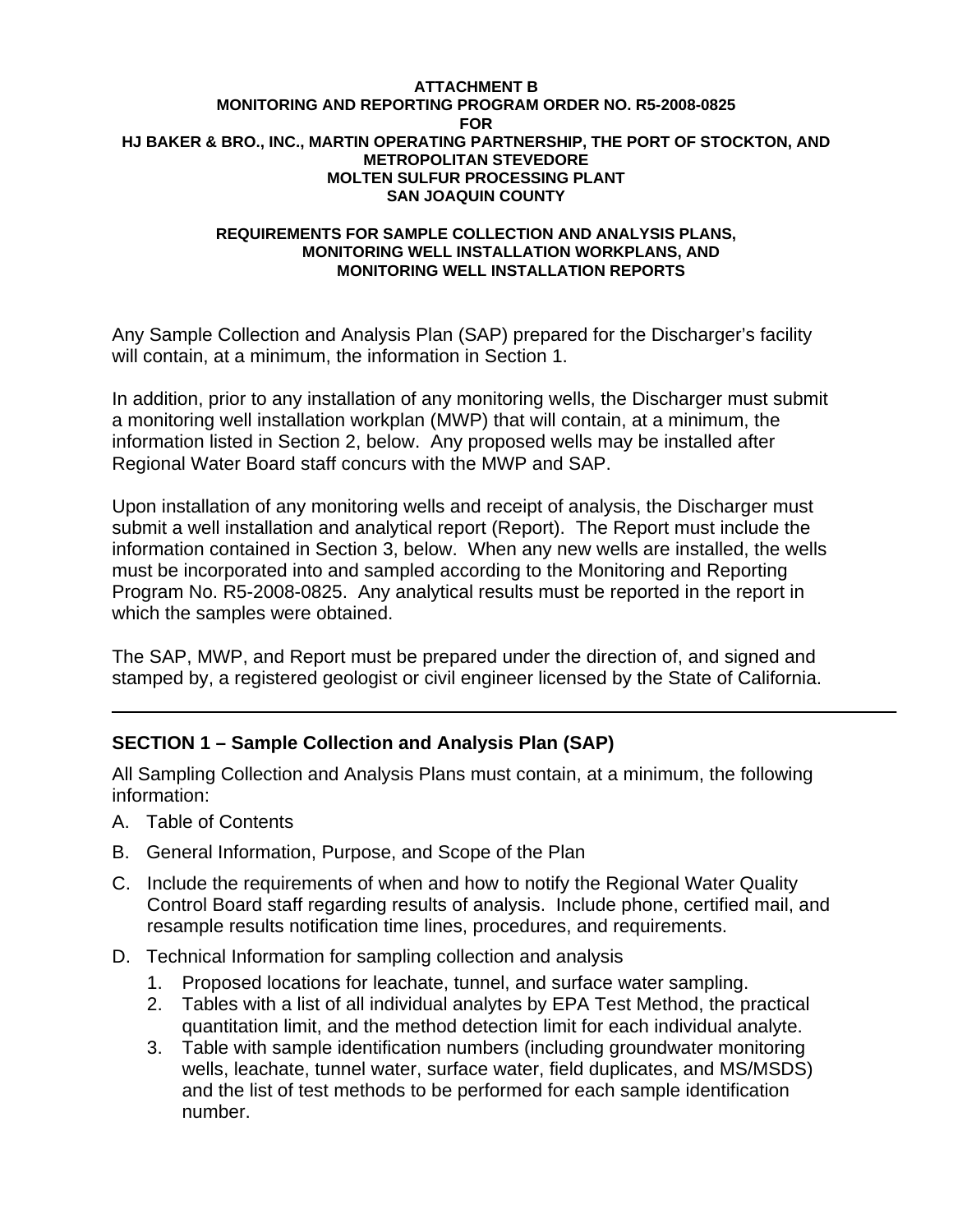**ATTACHMENT B**
**MONITORING AND REPORTING PROGRAM ORDER NO. R5-2008-0825**
**FOR**
**HJ BAKER & BRO., INC., MARTIN OPERATING PARTNERSHIP, THE PORT OF STOCKTON, AND METROPOLITAN STEVEDORE**
**MOLTEN SULFUR PROCESSING PLANT**
**SAN JOAQUIN COUNTY**

**REQUIREMENTS FOR SAMPLE COLLECTION AND ANALYSIS PLANS, MONITORING WELL INSTALLATION WORKPLANS, AND MONITORING WELL INSTALLATION REPORTS**

Any Sample Collection and Analysis Plan (SAP) prepared for the Discharger's facility will contain, at a minimum, the information in Section 1.

In addition, prior to any installation of any monitoring wells, the Discharger must submit a monitoring well installation workplan (MWP) that will contain, at a minimum, the information listed in Section 2, below. Any proposed wells may be installed after Regional Water Board staff concurs with the MWP and SAP.

Upon installation of any monitoring wells and receipt of analysis, the Discharger must submit a well installation and analytical report (Report). The Report must include the information contained in Section 3, below. When any new wells are installed, the wells must be incorporated into and sampled according to the Monitoring and Reporting Program No. R5-2008-0825. Any analytical results must be reported in the report in which the samples were obtained.

The SAP, MWP, and Report must be prepared under the direction of, and signed and stamped by, a registered geologist or civil engineer licensed by the State of California.

---

## SECTION 1 – Sample Collection and Analysis Plan (SAP)

All Sampling Collection and Analysis Plans must contain, at a minimum, the following information:

A. Table of Contents

B. General Information, Purpose, and Scope of the Plan

C. Include the requirements of when and how to notify the Regional Water Quality Control Board staff regarding results of analysis. Include phone, certified mail, and resample results notification time lines, procedures, and requirements.

D. Technical Information for sampling collection and analysis
   1. Proposed locations for leachate, tunnel, and surface water sampling.
   2. Tables with a list of all individual analytes by EPA Test Method, the practical quantitation limit, and the method detection limit for each individual analyte.
   3. Table with sample identification numbers (including groundwater monitoring wells, leachate, tunnel water, surface water, field duplicates, and MS/MSDS) and the list of test methods to be performed for each sample identification number.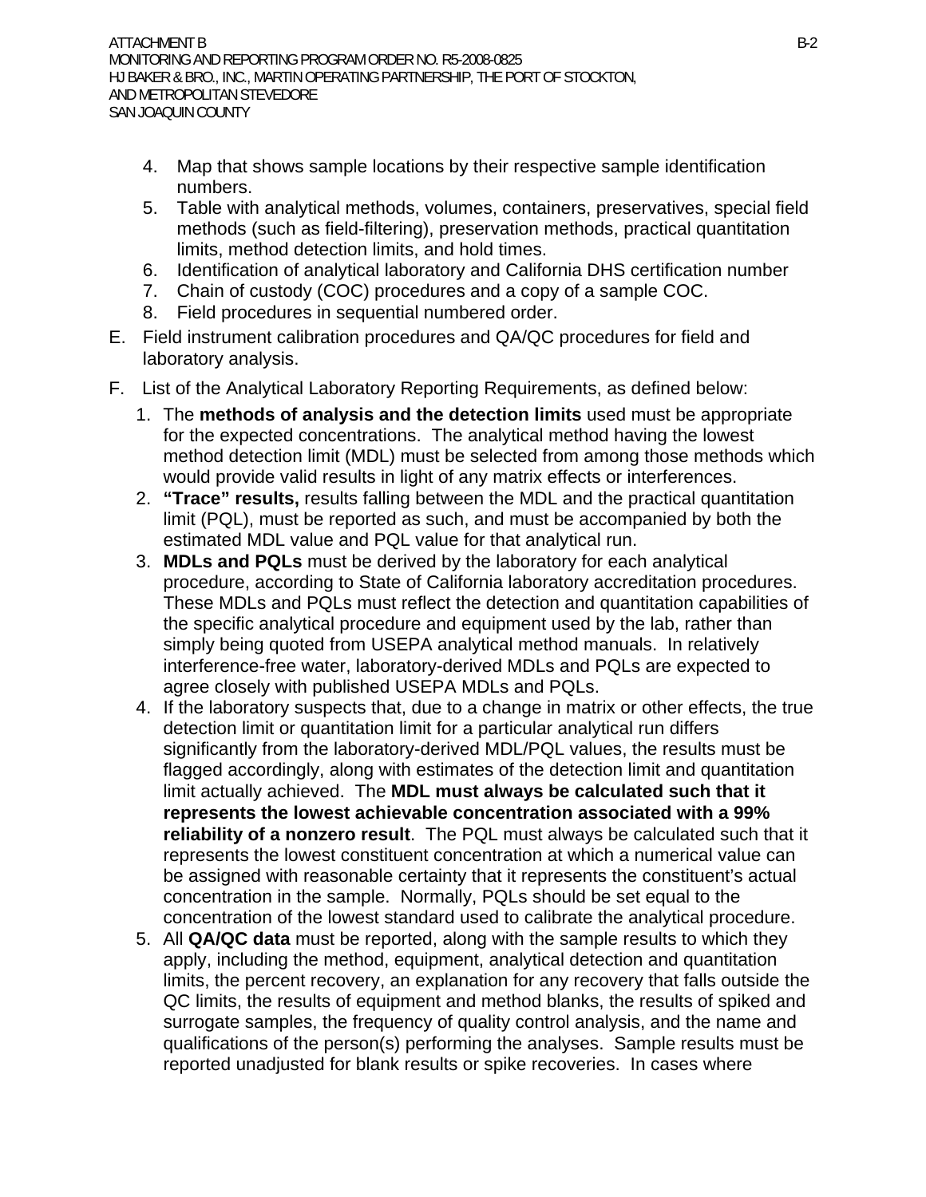4. Map that shows sample locations by their respective sample identification numbers.
5. Table with analytical methods, volumes, containers, preservatives, special field methods (such as field-filtering), preservation methods, practical quantitation limits, method detection limits, and hold times.
6. Identification of analytical laboratory and California DHS certification number
7. Chain of custody (COC) procedures and a copy of a sample COC.
8. Field procedures in sequential numbered order.

E. Field instrument calibration procedures and QA/QC procedures for field and laboratory analysis.

F. List of the Analytical Laboratory Reporting Requirements, as defined below:

1. The **methods of analysis and the detection limits** used must be appropriate for the expected concentrations. The analytical method having the lowest method detection limit (MDL) must be selected from among those methods which would provide valid results in light of any matrix effects or interferences.
2. **"Trace" results,** results falling between the MDL and the practical quantitation limit (PQL), must be reported as such, and must be accompanied by both the estimated MDL value and PQL value for that analytical run.
3. **MDLs and PQLs** must be derived by the laboratory for each analytical procedure, according to State of California laboratory accreditation procedures. These MDLs and PQLs must reflect the detection and quantitation capabilities of the specific analytical procedure and equipment used by the lab, rather than simply being quoted from USEPA analytical method manuals. In relatively interference-free water, laboratory-derived MDLs and PQLs are expected to agree closely with published USEPA MDLs and PQLs.
4. If the laboratory suspects that, due to a change in matrix or other effects, the true detection limit or quantitation limit for a particular analytical run differs significantly from the laboratory-derived MDL/PQL values, the results must be flagged accordingly, along with estimates of the detection limit and quantitation limit actually achieved. The **MDL must always be calculated such that it represents the lowest achievable concentration associated with a 99% reliability of a nonzero result**. The PQL must always be calculated such that it represents the lowest constituent concentration at which a numerical value can be assigned with reasonable certainty that it represents the constituent's actual concentration in the sample. Normally, PQLs should be set equal to the concentration of the lowest standard used to calibrate the analytical procedure.
5. All **QA/QC data** must be reported, along with the sample results to which they apply, including the method, equipment, analytical detection and quantitation limits, the percent recovery, an explanation for any recovery that falls outside the QC limits, the results of equipment and method blanks, the results of spiked and surrogate samples, the frequency of quality control analysis, and the name and qualifications of the person(s) performing the analyses. Sample results must be reported unadjusted for blank results or spike recoveries. In cases where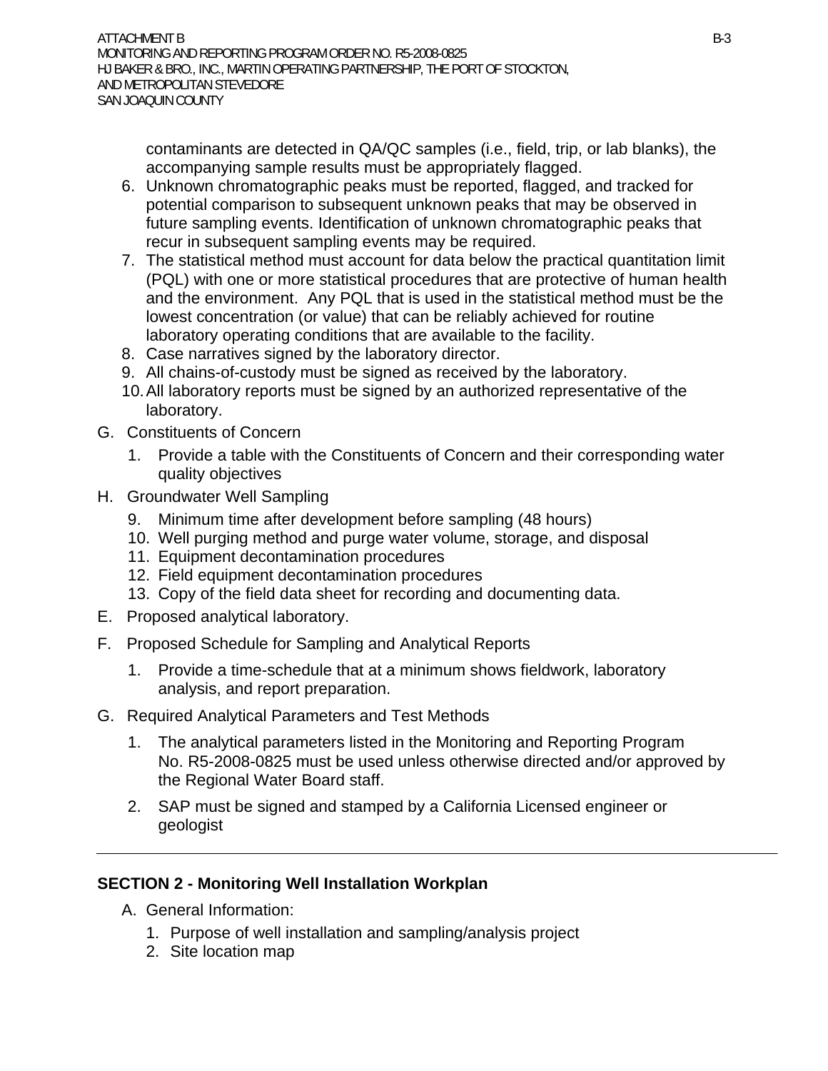contaminants are detected in QA/QC samples (i.e., field, trip, or lab blanks), the accompanying sample results must be appropriately flagged.

6. Unknown chromatographic peaks must be reported, flagged, and tracked for potential comparison to subsequent unknown peaks that may be observed in future sampling events. Identification of unknown chromatographic peaks that recur in subsequent sampling events may be required.
7. The statistical method must account for data below the practical quantitation limit (PQL) with one or more statistical procedures that are protective of human health and the environment. Any PQL that is used in the statistical method must be the lowest concentration (or value) that can be reliably achieved for routine laboratory operating conditions that are available to the facility.
8. Case narratives signed by the laboratory director.
9. All chains-of-custody must be signed as received by the laboratory.
10. All laboratory reports must be signed by an authorized representative of the laboratory.

G. Constituents of Concern

1. Provide a table with the Constituents of Concern and their corresponding water quality objectives

H. Groundwater Well Sampling

9. Minimum time after development before sampling (48 hours)
10. Well purging method and purge water volume, storage, and disposal
11. Equipment decontamination procedures
12. Field equipment decontamination procedures
13. Copy of the field data sheet for recording and documenting data.

E. Proposed analytical laboratory.

F. Proposed Schedule for Sampling and Analytical Reports

1. Provide a time-schedule that at a minimum shows fieldwork, laboratory analysis, and report preparation.

G. Required Analytical Parameters and Test Methods

1. The analytical parameters listed in the Monitoring and Reporting Program No. R5-2008-0825 must be used unless otherwise directed and/or approved by the Regional Water Board staff.
2. SAP must be signed and stamped by a California Licensed engineer or geologist

---

**SECTION 2 - Monitoring Well Installation Workplan**

A. General Information:

1. Purpose of well installation and sampling/analysis project
2. Site location map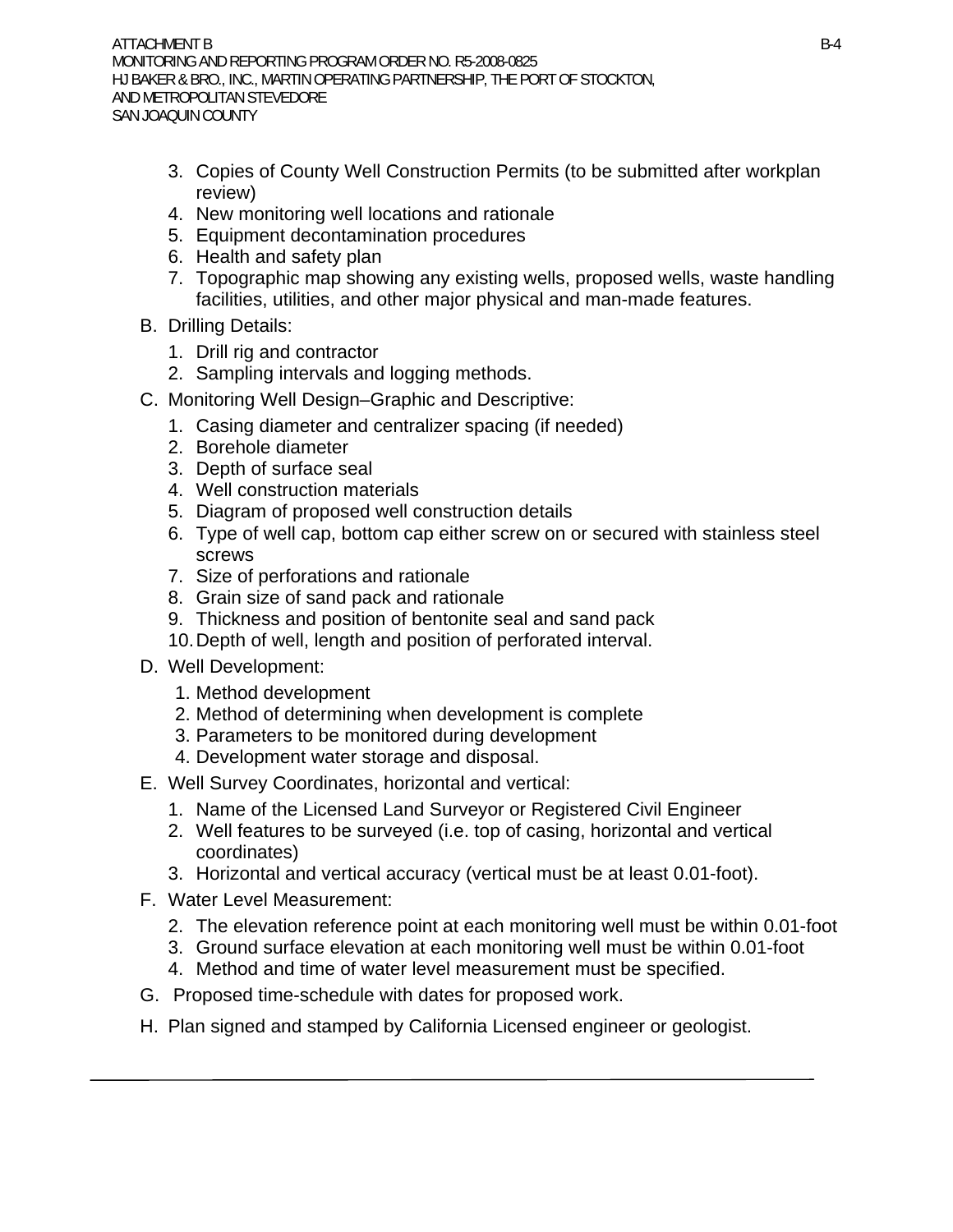3. Copies of County Well Construction Permits (to be submitted after workplan review)
4. New monitoring well locations and rationale
5. Equipment decontamination procedures
6. Health and safety plan
7. Topographic map showing any existing wells, proposed wells, waste handling facilities, utilities, and other major physical and man-made features.

B. Drilling Details:

1. Drill rig and contractor
2. Sampling intervals and logging methods.

C. Monitoring Well Design–Graphic and Descriptive:

1. Casing diameter and centralizer spacing (if needed)
2. Borehole diameter
3. Depth of surface seal
4. Well construction materials
5. Diagram of proposed well construction details
6. Type of well cap, bottom cap either screw on or secured with stainless steel screws
7. Size of perforations and rationale
8. Grain size of sand pack and rationale
9. Thickness and position of bentonite seal and sand pack
10. Depth of well, length and position of perforated interval.

D. Well Development:

1. Method development
2. Method of determining when development is complete
3. Parameters to be monitored during development
4. Development water storage and disposal.

E. Well Survey Coordinates, horizontal and vertical:

1. Name of the Licensed Land Surveyor or Registered Civil Engineer
2. Well features to be surveyed (i.e. top of casing, horizontal and vertical coordinates)
3. Horizontal and vertical accuracy (vertical must be at least 0.01-foot).

F. Water Level Measurement:

2. The elevation reference point at each monitoring well must be within 0.01-foot
3. Ground surface elevation at each monitoring well must be within 0.01-foot
4. Method and time of water level measurement must be specified.

G. Proposed time-schedule with dates for proposed work.

H. Plan signed and stamped by California Licensed engineer or geologist.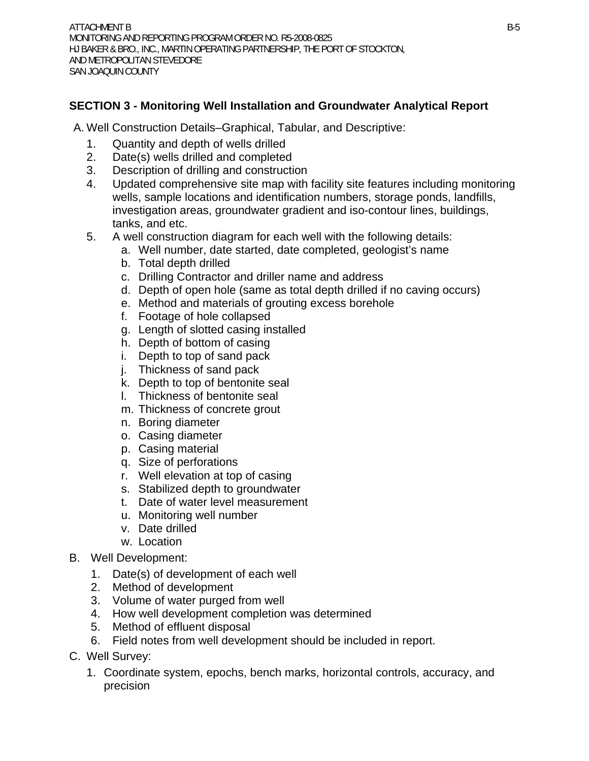## SECTION 3 - Monitoring Well Installation and Groundwater Analytical Report

A. Well Construction Details–Graphical, Tabular, and Descriptive:

1. Quantity and depth of wells drilled
2. Date(s) wells drilled and completed
3. Description of drilling and construction
4. Updated comprehensive site map with facility site features including monitoring wells, sample locations and identification numbers, storage ponds, landfills, investigation areas, groundwater gradient and iso-contour lines, buildings, tanks, and etc.
5. A well construction diagram for each well with the following details:
   a. Well number, date started, date completed, geologist's name
   b. Total depth drilled
   c. Drilling Contractor and driller name and address
   d. Depth of open hole (same as total depth drilled if no caving occurs)
   e. Method and materials of grouting excess borehole
   f. Footage of hole collapsed
   g. Length of slotted casing installed
   h. Depth of bottom of casing
   i. Depth to top of sand pack
   j. Thickness of sand pack
   k. Depth to top of bentonite seal
   l. Thickness of bentonite seal
   m. Thickness of concrete grout
   n. Boring diameter
   o. Casing diameter
   p. Casing material
   q. Size of perforations
   r. Well elevation at top of casing
   s. Stabilized depth to groundwater
   t. Date of water level measurement
   u. Monitoring well number
   v. Date drilled
   w. Location

B. Well Development:

1. Date(s) of development of each well
2. Method of development
3. Volume of water purged from well
4. How well development completion was determined
5. Method of effluent disposal
6. Field notes from well development should be included in report.

C. Well Survey:

1. Coordinate system, epochs, bench marks, horizontal controls, accuracy, and precision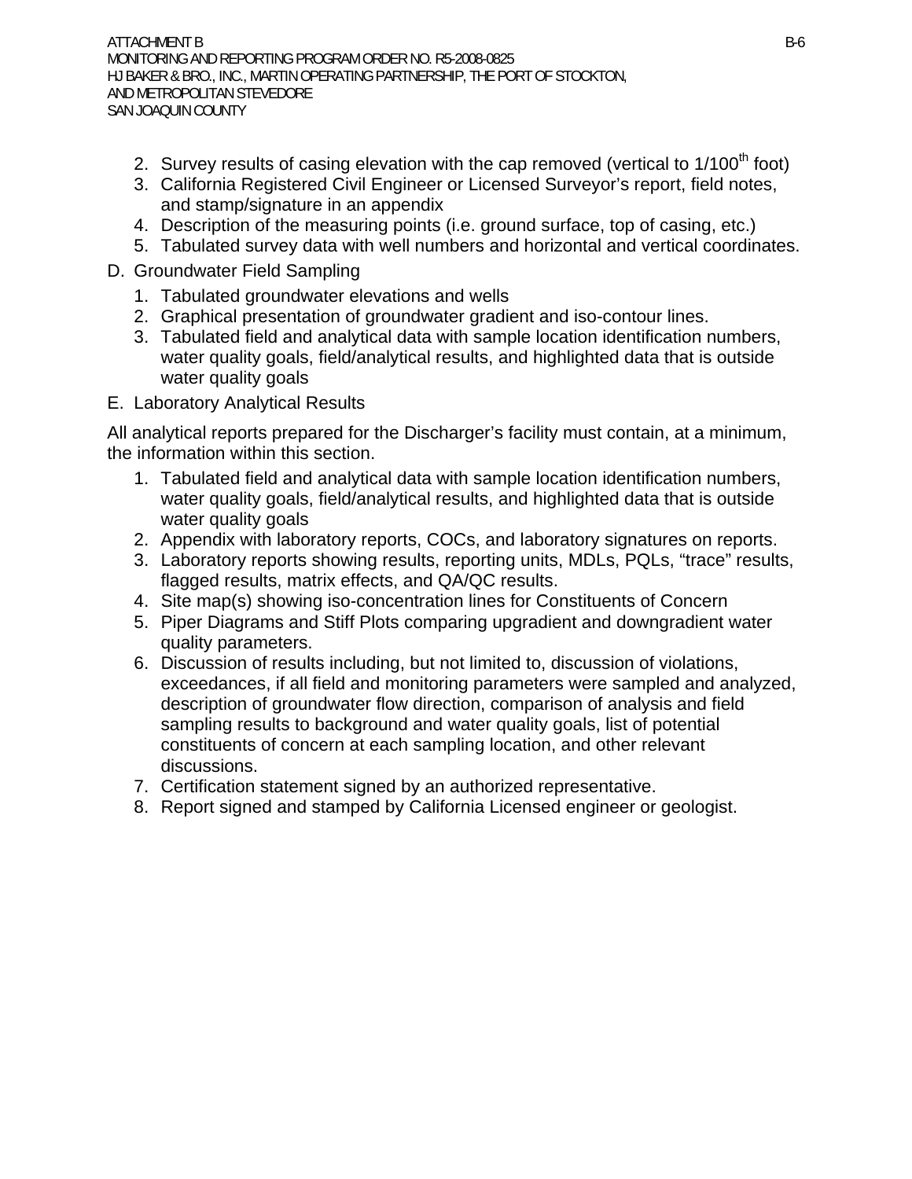2. Survey results of casing elevation with the cap removed (vertical to 1/100$^{th}$ foot)
3. California Registered Civil Engineer or Licensed Surveyor's report, field notes, and stamp/signature in an appendix
4. Description of the measuring points (i.e. ground surface, top of casing, etc.)
5. Tabulated survey data with well numbers and horizontal and vertical coordinates.

D. Groundwater Field Sampling

1. Tabulated groundwater elevations and wells
2. Graphical presentation of groundwater gradient and iso-contour lines.
3. Tabulated field and analytical data with sample location identification numbers, water quality goals, field/analytical results, and highlighted data that is outside water quality goals

E. Laboratory Analytical Results

All analytical reports prepared for the Discharger's facility must contain, at a minimum, the information within this section.

1. Tabulated field and analytical data with sample location identification numbers, water quality goals, field/analytical results, and highlighted data that is outside water quality goals
2. Appendix with laboratory reports, COCs, and laboratory signatures on reports.
3. Laboratory reports showing results, reporting units, MDLs, PQLs, "trace" results, flagged results, matrix effects, and QA/QC results.
4. Site map(s) showing iso-concentration lines for Constituents of Concern
5. Piper Diagrams and Stiff Plots comparing upgradient and downgradient water quality parameters.
6. Discussion of results including, but not limited to, discussion of violations, exceedances, if all field and monitoring parameters were sampled and analyzed, description of groundwater flow direction, comparison of analysis and field sampling results to background and water quality goals, list of potential constituents of concern at each sampling location, and other relevant discussions.
7. Certification statement signed by an authorized representative.
8. Report signed and stamped by California Licensed engineer or geologist.